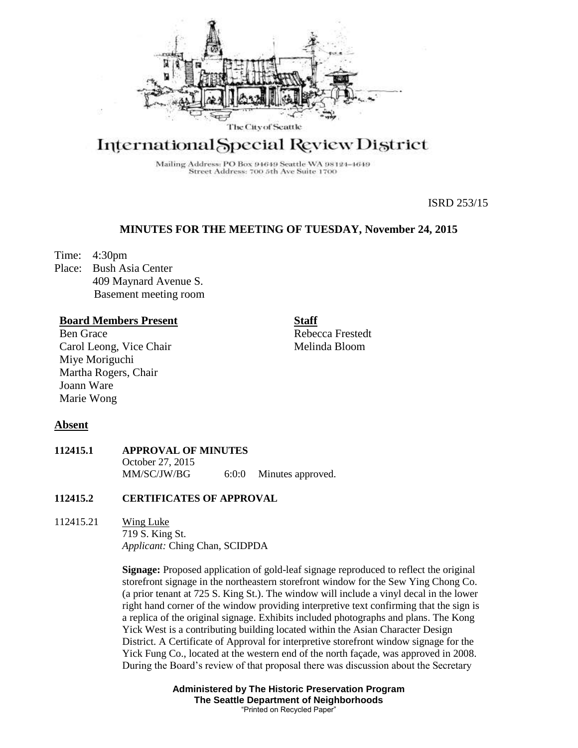The City of Seattle

# International Special Review District

Mailing Address: PO Box 94649 Seattle WA 98124-4649
Street Address: 700 5th Ave Suite 1700

ISRD 253/15

## MINUTES FOR THE MEETING OF TUESDAY, November 24, 2015

Time: 4:30pm
Place: Bush Asia Center
409 Maynard Avenue S.
Basement meeting room

**Board Members Present**
Ben Grace
Carol Leong, Vice Chair
Miye Moriguchi
Martha Rogers, Chair
Joann Ware
Marie Wong

**Staff**
Rebecca Frestedt
Melinda Bloom

**Absent**

**112415.1 APPROVAL OF MINUTES**
October 27, 2015
MM/SC/JW/BG 6:0:0 Minutes approved.

**112415.2 CERTIFICATES OF APPROVAL**

112415.21 Wing Luke
719 S. King St.
*Applicant:* Ching Chan, SCIDPDA

**Signage:** Proposed application of gold-leaf signage reproduced to reflect the original storefront signage in the northeastern storefront window for the Sew Ying Chong Co. (a prior tenant at 725 S. King St.). The window will include a vinyl decal in the lower right hand corner of the window providing interpretive text confirming that the sign is a replica of the original signage. Exhibits included photographs and plans. The Kong Yick West is a contributing building located within the Asian Character Design District. A Certificate of Approval for interpretive storefront window signage for the Yick Fung Co., located at the western end of the north façade, was approved in 2008. During the Board's review of that proposal there was discussion about the Secretary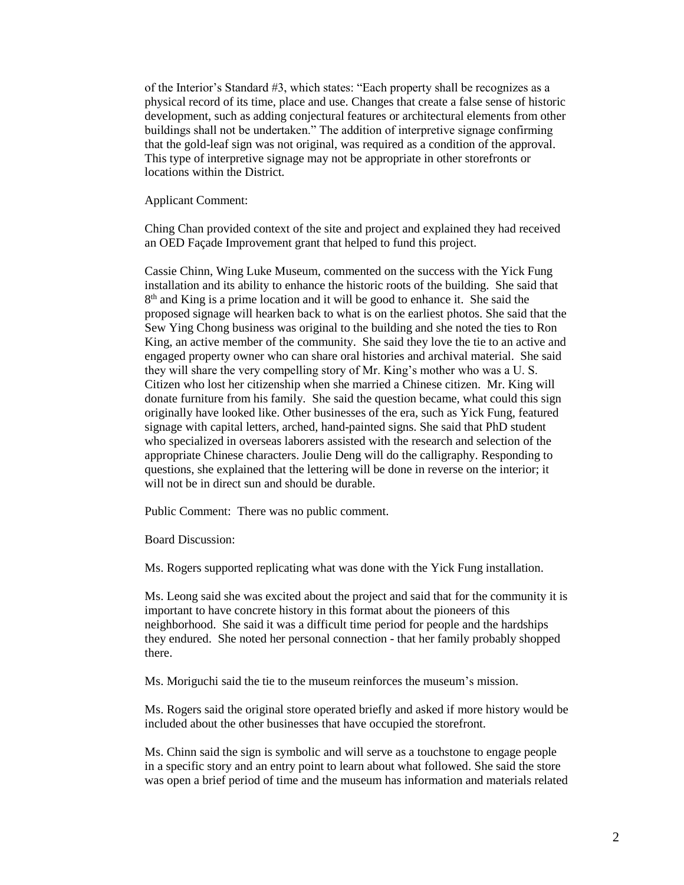of the Interior's Standard #3, which states: "Each property shall be recognizes as a physical record of its time, place and use. Changes that create a false sense of historic development, such as adding conjectural features or architectural elements from other buildings shall not be undertaken." The addition of interpretive signage confirming that the gold-leaf sign was not original, was required as a condition of the approval. This type of interpretive signage may not be appropriate in other storefronts or locations within the District.

Applicant Comment:

Ching Chan provided context of the site and project and explained they had received an OED Façade Improvement grant that helped to fund this project.

Cassie Chinn, Wing Luke Museum, commented on the success with the Yick Fung installation and its ability to enhance the historic roots of the building. She said that 8th and King is a prime location and it will be good to enhance it. She said the proposed signage will hearken back to what is on the earliest photos. She said that the Sew Ying Chong business was original to the building and she noted the ties to Ron King, an active member of the community. She said they love the tie to an active and engaged property owner who can share oral histories and archival material. She said they will share the very compelling story of Mr. King's mother who was a U. S. Citizen who lost her citizenship when she married a Chinese citizen. Mr. King will donate furniture from his family. She said the question became, what could this sign originally have looked like. Other businesses of the era, such as Yick Fung, featured signage with capital letters, arched, hand-painted signs. She said that PhD student who specialized in overseas laborers assisted with the research and selection of the appropriate Chinese characters. Joulie Deng will do the calligraphy. Responding to questions, she explained that the lettering will be done in reverse on the interior; it will not be in direct sun and should be durable.

Public Comment: There was no public comment.

Board Discussion:

Ms. Rogers supported replicating what was done with the Yick Fung installation.

Ms. Leong said she was excited about the project and said that for the community it is important to have concrete history in this format about the pioneers of this neighborhood. She said it was a difficult time period for people and the hardships they endured. She noted her personal connection - that her family probably shopped there.

Ms. Moriguchi said the tie to the museum reinforces the museum's mission.

Ms. Rogers said the original store operated briefly and asked if more history would be included about the other businesses that have occupied the storefront.

Ms. Chinn said the sign is symbolic and will serve as a touchstone to engage people in a specific story and an entry point to learn about what followed. She said the store was open a brief period of time and the museum has information and materials related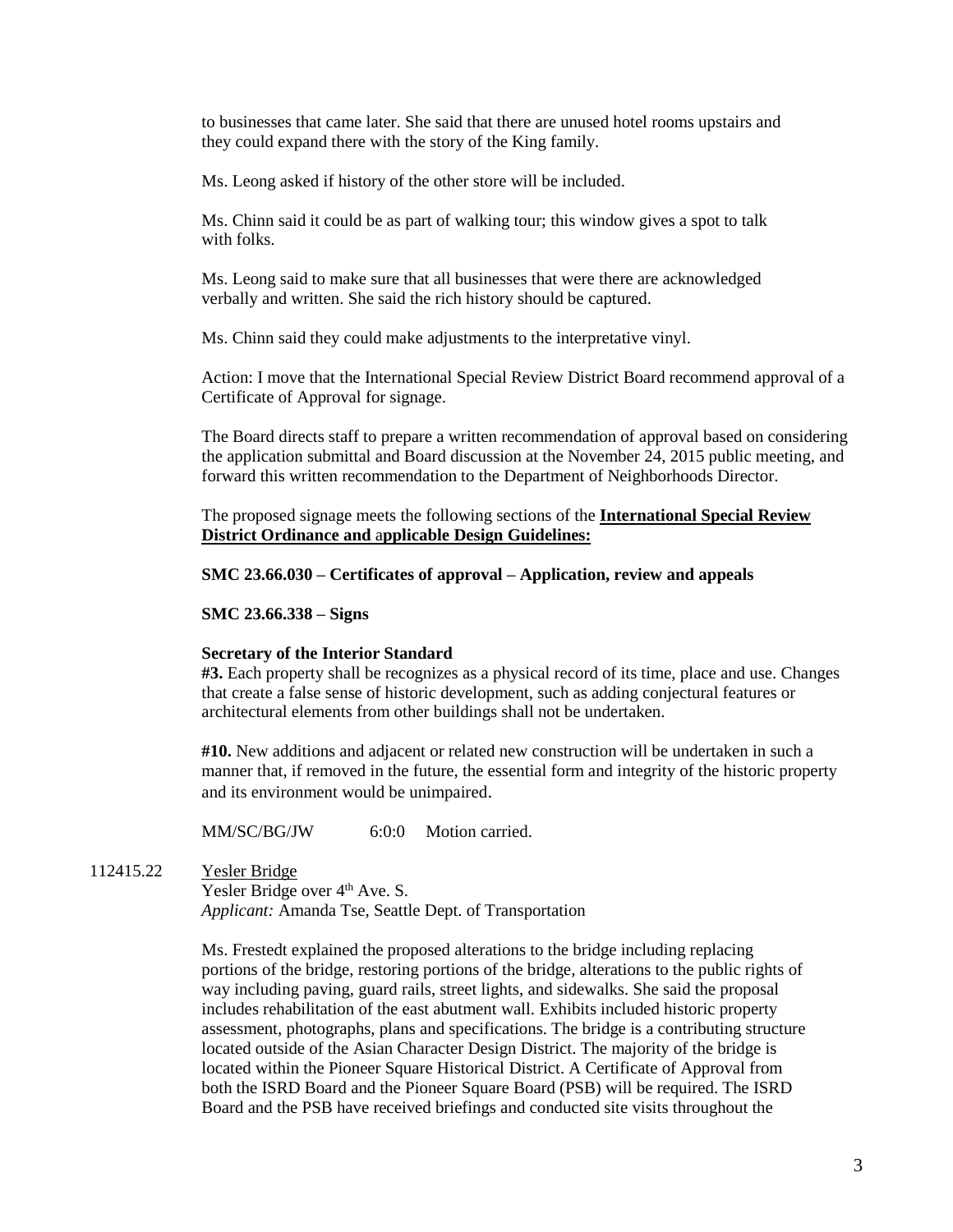to businesses that came later. She said that there are unused hotel rooms upstairs and they could expand there with the story of the King family.

Ms. Leong asked if history of the other store will be included.

Ms. Chinn said it could be as part of walking tour; this window gives a spot to talk with folks.

Ms. Leong said to make sure that all businesses that were there are acknowledged verbally and written. She said the rich history should be captured.

Ms. Chinn said they could make adjustments to the interpretative vinyl.

Action: I move that the International Special Review District Board recommend approval of a Certificate of Approval for signage.

The Board directs staff to prepare a written recommendation of approval based on considering the application submittal and Board discussion at the November 24, 2015 public meeting, and forward this written recommendation to the Department of Neighborhoods Director.

The proposed signage meets the following sections of the **International Special Review District Ordinance and applicable Design Guidelines:**

**SMC 23.66.030 – Certificates of approval – Application, review and appeals**

**SMC 23.66.338 – Signs**

**Secretary of the Interior Standard**
**#3.** Each property shall be recognizes as a physical record of its time, place and use. Changes that create a false sense of historic development, such as adding conjectural features or architectural elements from other buildings shall not be undertaken.

**#10.** New additions and adjacent or related new construction will be undertaken in such a manner that, if removed in the future, the essential form and integrity of the historic property and its environment would be unimpaired.

MM/SC/BG/JW 6:0:0 Motion carried.

112415.22 Yesler Bridge
Yesler Bridge over 4th Ave. S.
*Applicant:* Amanda Tse, Seattle Dept. of Transportation

Ms. Frestedt explained the proposed alterations to the bridge including replacing portions of the bridge, restoring portions of the bridge, alterations to the public rights of way including paving, guard rails, street lights, and sidewalks. She said the proposal includes rehabilitation of the east abutment wall. Exhibits included historic property assessment, photographs, plans and specifications. The bridge is a contributing structure located outside of the Asian Character Design District. The majority of the bridge is located within the Pioneer Square Historical District. A Certificate of Approval from both the ISRD Board and the Pioneer Square Board (PSB) will be required. The ISRD Board and the PSB have received briefings and conducted site visits throughout the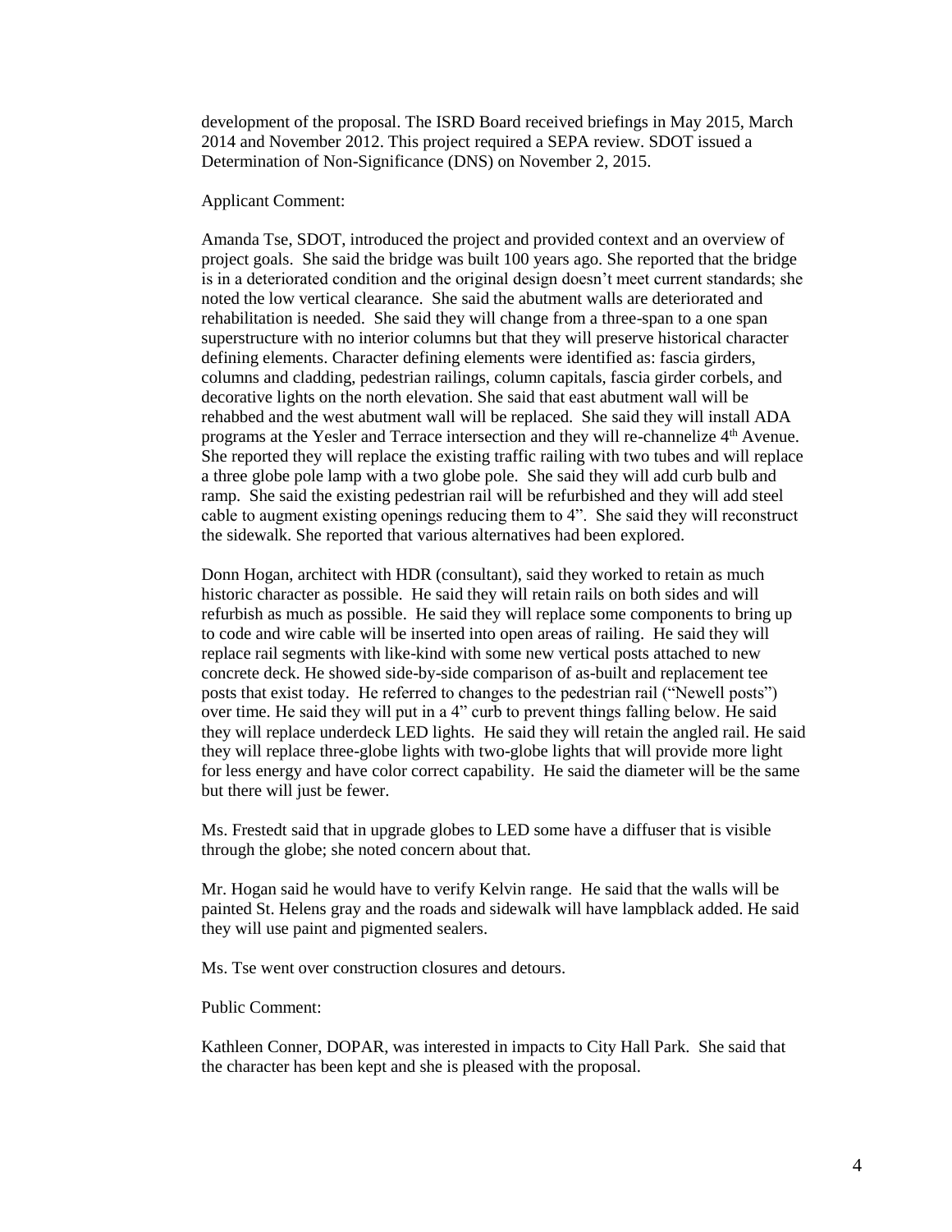development of the proposal. The ISRD Board received briefings in May 2015, March 2014 and November 2012. This project required a SEPA review. SDOT issued a Determination of Non-Significance (DNS) on November 2, 2015.

Applicant Comment:

Amanda Tse, SDOT, introduced the project and provided context and an overview of project goals. She said the bridge was built 100 years ago. She reported that the bridge is in a deteriorated condition and the original design doesn't meet current standards; she noted the low vertical clearance. She said the abutment walls are deteriorated and rehabilitation is needed. She said they will change from a three-span to a one span superstructure with no interior columns but that they will preserve historical character defining elements. Character defining elements were identified as: fascia girders, columns and cladding, pedestrian railings, column capitals, fascia girder corbels, and decorative lights on the north elevation. She said that east abutment wall will be rehabbed and the west abutment wall will be replaced. She said they will install ADA programs at the Yesler and Terrace intersection and they will re-channelize 4th Avenue. She reported they will replace the existing traffic railing with two tubes and will replace a three globe pole lamp with a two globe pole. She said they will add curb bulb and ramp. She said the existing pedestrian rail will be refurbished and they will add steel cable to augment existing openings reducing them to 4". She said they will reconstruct the sidewalk. She reported that various alternatives had been explored.

Donn Hogan, architect with HDR (consultant), said they worked to retain as much historic character as possible. He said they will retain rails on both sides and will refurbish as much as possible. He said they will replace some components to bring up to code and wire cable will be inserted into open areas of railing. He said they will replace rail segments with like-kind with some new vertical posts attached to new concrete deck. He showed side-by-side comparison of as-built and replacement tee posts that exist today. He referred to changes to the pedestrian rail ("Newell posts") over time. He said they will put in a 4" curb to prevent things falling below. He said they will replace underdeck LED lights. He said they will retain the angled rail. He said they will replace three-globe lights with two-globe lights that will provide more light for less energy and have color correct capability. He said the diameter will be the same but there will just be fewer.

Ms. Frestedt said that in upgrade globes to LED some have a diffuser that is visible through the globe; she noted concern about that.

Mr. Hogan said he would have to verify Kelvin range. He said that the walls will be painted St. Helens gray and the roads and sidewalk will have lampblack added. He said they will use paint and pigmented sealers.

Ms. Tse went over construction closures and detours.

Public Comment:

Kathleen Conner, DOPAR, was interested in impacts to City Hall Park. She said that the character has been kept and she is pleased with the proposal.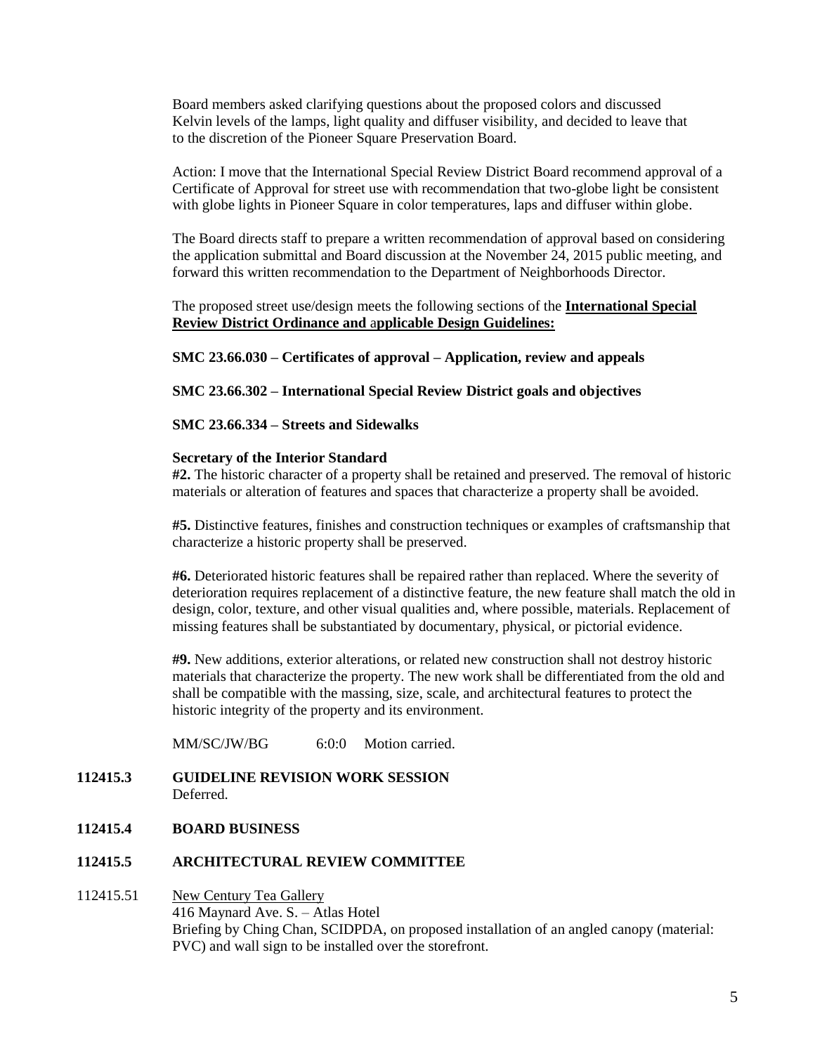Board members asked clarifying questions about the proposed colors and discussed Kelvin levels of the lamps, light quality and diffuser visibility, and decided to leave that to the discretion of the Pioneer Square Preservation Board.

Action: I move that the International Special Review District Board recommend approval of a Certificate of Approval for street use with recommendation that two-globe light be consistent with globe lights in Pioneer Square in color temperatures, laps and diffuser within globe.

The Board directs staff to prepare a written recommendation of approval based on considering the application submittal and Board discussion at the November 24, 2015 public meeting, and forward this written recommendation to the Department of Neighborhoods Director.

The proposed street use/design meets the following sections of the **International Special Review District Ordinance and applicable Design Guidelines:**

**SMC 23.66.030 – Certificates of approval – Application, review and appeals**

**SMC 23.66.302 – International Special Review District goals and objectives**

**SMC 23.66.334 – Streets and Sidewalks**

**Secretary of the Interior Standard**

**#2.** The historic character of a property shall be retained and preserved. The removal of historic materials or alteration of features and spaces that characterize a property shall be avoided.

**#5.** Distinctive features, finishes and construction techniques or examples of craftsmanship that characterize a historic property shall be preserved.

**#6.** Deteriorated historic features shall be repaired rather than replaced. Where the severity of deterioration requires replacement of a distinctive feature, the new feature shall match the old in design, color, texture, and other visual qualities and, where possible, materials. Replacement of missing features shall be substantiated by documentary, physical, or pictorial evidence.

**#9.** New additions, exterior alterations, or related new construction shall not destroy historic materials that characterize the property. The new work shall be differentiated from the old and shall be compatible with the massing, size, scale, and architectural features to protect the historic integrity of the property and its environment.

MM/SC/JW/BG 6:0:0 Motion carried.

**112415.3 GUIDELINE REVISION WORK SESSION**

Deferred.

**112415.4 BOARD BUSINESS**

**112415.5 ARCHITECTURAL REVIEW COMMITTEE**

112415.51 New Century Tea Gallery

416 Maynard Ave. S. – Atlas Hotel

Briefing by Ching Chan, SCIDPDA, on proposed installation of an angled canopy (material: PVC) and wall sign to be installed over the storefront.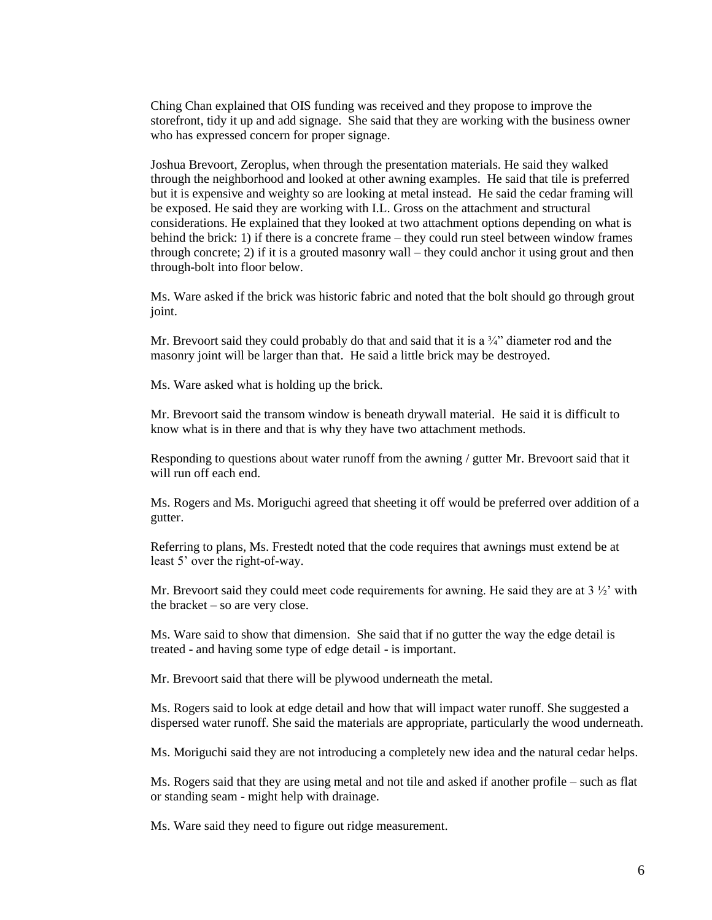Ching Chan explained that OIS funding was received and they propose to improve the storefront, tidy it up and add signage. She said that they are working with the business owner who has expressed concern for proper signage.

Joshua Brevoort, Zeroplus, when through the presentation materials. He said they walked through the neighborhood and looked at other awning examples. He said that tile is preferred but it is expensive and weighty so are looking at metal instead. He said the cedar framing will be exposed. He said they are working with I.L. Gross on the attachment and structural considerations. He explained that they looked at two attachment options depending on what is behind the brick: 1) if there is a concrete frame – they could run steel between window frames through concrete; 2) if it is a grouted masonry wall – they could anchor it using grout and then through-bolt into floor below.

Ms. Ware asked if the brick was historic fabric and noted that the bolt should go through grout joint.

Mr. Brevoort said they could probably do that and said that it is a ¾" diameter rod and the masonry joint will be larger than that. He said a little brick may be destroyed.

Ms. Ware asked what is holding up the brick.

Mr. Brevoort said the transom window is beneath drywall material. He said it is difficult to know what is in there and that is why they have two attachment methods.

Responding to questions about water runoff from the awning / gutter Mr. Brevoort said that it will run off each end.

Ms. Rogers and Ms. Moriguchi agreed that sheeting it off would be preferred over addition of a gutter.

Referring to plans, Ms. Frestedt noted that the code requires that awnings must extend be at least 5' over the right-of-way.

Mr. Brevoort said they could meet code requirements for awning. He said they are at 3 ½' with the bracket – so are very close.

Ms. Ware said to show that dimension. She said that if no gutter the way the edge detail is treated - and having some type of edge detail - is important.

Mr. Brevoort said that there will be plywood underneath the metal.

Ms. Rogers said to look at edge detail and how that will impact water runoff. She suggested a dispersed water runoff. She said the materials are appropriate, particularly the wood underneath.

Ms. Moriguchi said they are not introducing a completely new idea and the natural cedar helps.

Ms. Rogers said that they are using metal and not tile and asked if another profile – such as flat or standing seam - might help with drainage.

Ms. Ware said they need to figure out ridge measurement.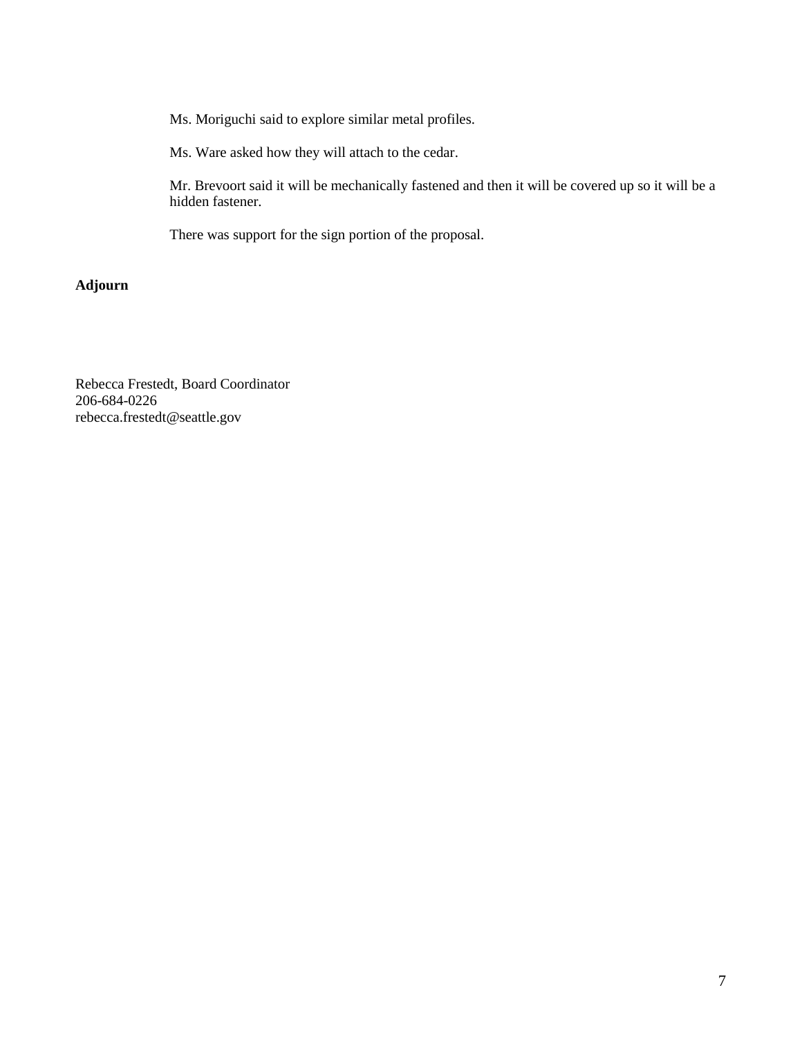Ms. Moriguchi said to explore similar metal profiles.

Ms. Ware asked how they will attach to the cedar.

Mr. Brevoort said it will be mechanically fastened and then it will be covered up so it will be a hidden fastener.

There was support for the sign portion of the proposal.

**Adjourn**

Rebecca Frestedt, Board Coordinator
206-684-0226
rebecca.frestedt@seattle.gov